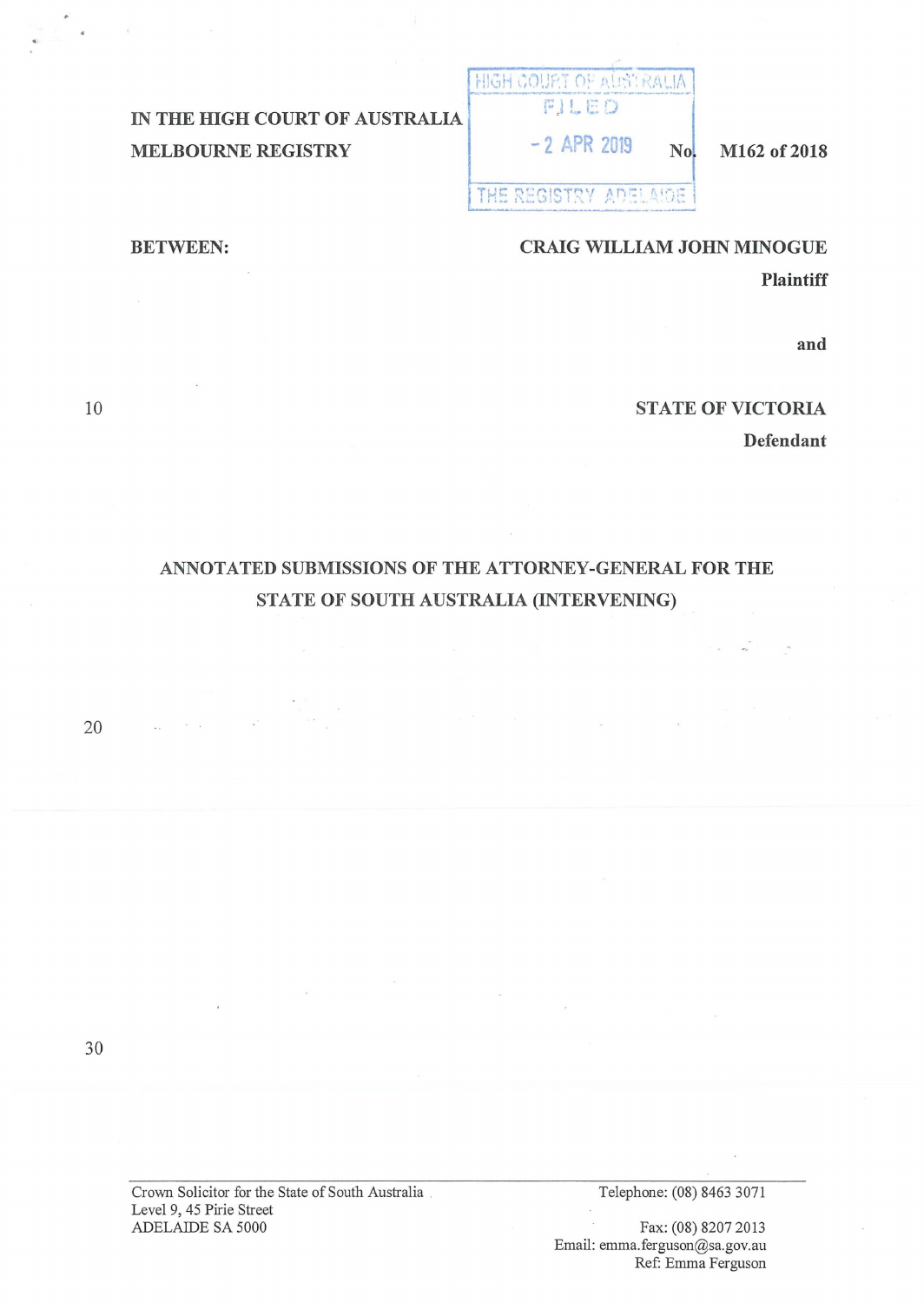IN THE HIGH COURT OF AUSTRALIA
MELBOURNE REGISTRY

HIGH COURT OF AUSTRALIA
FILED
- 2 APR 2019
THE REGISTRY ADELAIDE

No. M162 of 2018

BETWEEN:

**CRAIG WILLIAM JOHN MINOGUE**
Plaintiff

and

**STATE OF VICTORIA**
Defendant

**ANNOTATED SUBMISSIONS OF THE ATTORNEY-GENERAL FOR THE STATE OF SOUTH AUSTRALIA (INTERVENING)**

Crown Solicitor for the State of South Australia
Level 9, 45 Pirie Street
ADELAIDE SA 5000

Telephone: (08) 8463 3071
Fax: (08) 8207 2013
Email: emma.ferguson@sa.gov.au
Ref: Emma Ferguson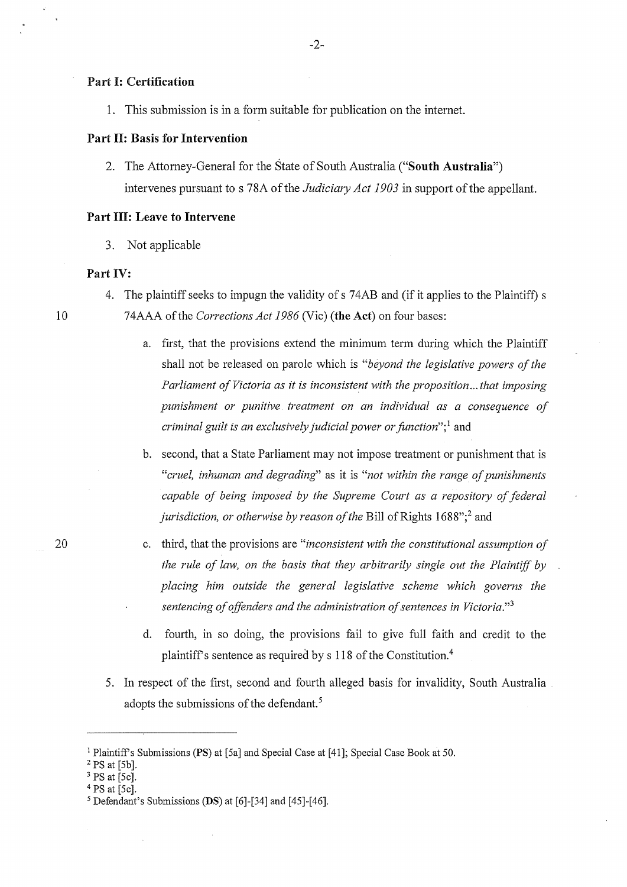**Part I: Certification**

1. This submission is in a form suitable for publication on the internet.

**Part II: Basis for Intervention**

2. The Attorney-General for the State of South Australia ("**South Australia**") intervenes pursuant to s 78A of the *Judiciary Act 1903* in support of the appellant.

**Part III: Leave to Intervene**

3. Not applicable

**Part IV:**

4. The plaintiff seeks to impugn the validity of s 74AB and (if it applies to the Plaintiff) s 74AAA of the *Corrections Act 1986* (Vic) (**the Act**) on four bases:

   a. first, that the provisions extend the minimum term during which the Plaintiff shall not be released on parole which is "*beyond the legislative powers of the Parliament of Victoria as it is inconsistent with the proposition...that imposing punishment or punitive treatment on an individual as a consequence of criminal guilt is an exclusively judicial power or function*";[1] and

   b. second, that a State Parliament may not impose treatment or punishment that is "*cruel, inhuman and degrading*" as it is "*not within the range of punishments capable of being imposed by the Supreme Court as a repository of federal jurisdiction, or otherwise by reason of the* Bill of Rights 1688";[2] and

   c. third, that the provisions are "*inconsistent with the constitutional assumption of the rule of law, on the basis that they arbitrarily single out the Plaintiff by placing him outside the general legislative scheme which governs the sentencing of offenders and the administration of sentences in Victoria.*"[3]

   d. fourth, in so doing, the provisions fail to give full faith and credit to the plaintiff's sentence as required by s 118 of the Constitution.[4]

5. In respect of the first, second and fourth alleged basis for invalidity, South Australia adopts the submissions of the defendant.[5]

---

[1] Plaintiff's Submissions (**PS**) at [5a] and Special Case at [41]; Special Case Book at 50.

[2] PS at [5b].

[3] PS at [5c].

[4] PS at [5c].

[5] Defendant's Submissions (**DS**) at [6]-[34] and [45]-[46].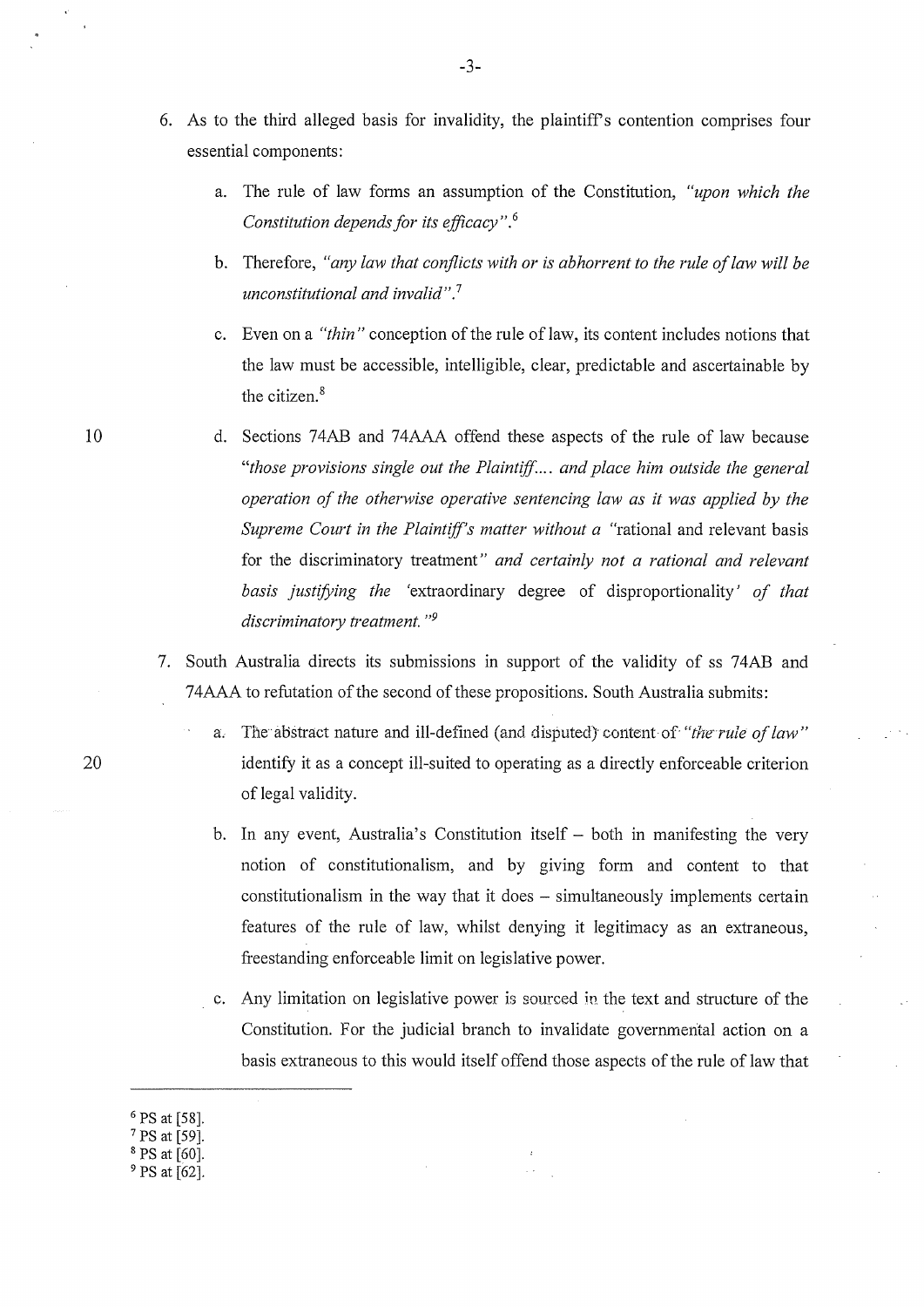6. As to the third alleged basis for invalidity, the plaintiff's contention comprises four essential components:

   a. The rule of law forms an assumption of the Constitution, *"upon which the Constitution depends for its efficacy"*.[6]

   b. Therefore, *"any law that conflicts with or is abhorrent to the rule of law will be unconstitutional and invalid"*.[7]

   c. Even on a *"thin"* conception of the rule of law, its content includes notions that the law must be accessible, intelligible, clear, predictable and ascertainable by the citizen.[8]

   d. Sections 74AB and 74AAA offend these aspects of the rule of law because *"those provisions single out the Plaintiff.... and place him outside the general operation of the otherwise operative sentencing law as it was applied by the Supreme Court in the Plaintiff's matter without a* "rational and relevant basis for the discriminatory treatment" *and certainly not a rational and relevant basis justifying the* 'extraordinary degree of disproportionality' *of that discriminatory treatment."*[9]

7. South Australia directs its submissions in support of the validity of ss 74AB and 74AAA to refutation of the second of these propositions. South Australia submits:

   a. The abstract nature and ill-defined (and disputed) content of *"the rule of law"* identify it as a concept ill-suited to operating as a directly enforceable criterion of legal validity.

   b. In any event, Australia's Constitution itself – both in manifesting the very notion of constitutionalism, and by giving form and content to that constitutionalism in the way that it does – simultaneously implements certain features of the rule of law, whilst denying it legitimacy as an extraneous, freestanding enforceable limit on legislative power.

   c. Any limitation on legislative power is sourced in the text and structure of the Constitution. For the judicial branch to invalidate governmental action on a basis extraneous to this would itself offend those aspects of the rule of law that

---

[6] PS at [58].
[7] PS at [59].
[8] PS at [60].
[9] PS at [62].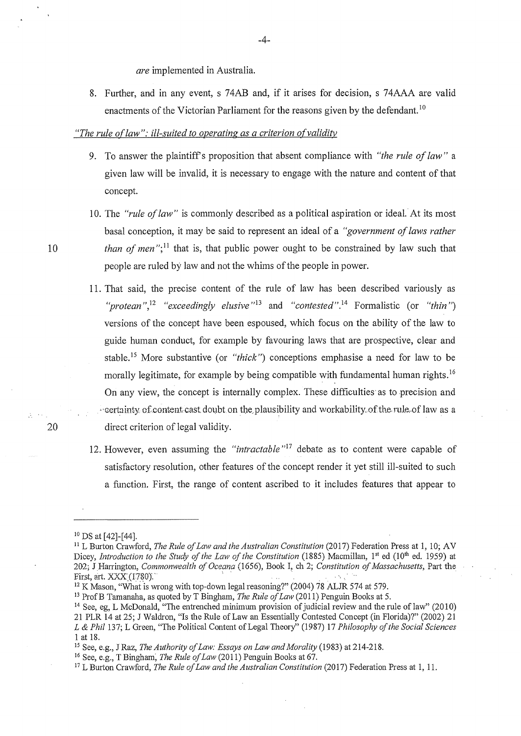*are* implemented in Australia.

8. Further, and in any event, s 74AB and, if it arises for decision, s 74AAA are valid enactments of the Victorian Parliament for the reasons given by the defendant.[10]

*"The rule of law": ill-suited to operating as a criterion of validity*

9. To answer the plaintiff's proposition that absent compliance with *"the rule of law"* a given law will be invalid, it is necessary to engage with the nature and content of that concept.

10. The *"rule of law"* is commonly described as a political aspiration or ideal. At its most basal conception, it may be said to represent an ideal of a *"government of laws rather than of men"*;[11] that is, that public power ought to be constrained by law such that people are ruled by law and not the whims of the people in power.

11. That said, the precise content of the rule of law has been described variously as *"protean"*,[12] *"exceedingly elusive"*[13] and *"contested"*.[14] Formalistic (or *"thin"*) versions of the concept have been espoused, which focus on the ability of the law to guide human conduct, for example by favouring laws that are prospective, clear and stable.[15] More substantive (or *"thick"*) conceptions emphasise a need for law to be morally legitimate, for example by being compatible with fundamental human rights.[16] On any view, the concept is internally complex. These difficulties as to precision and certainty of content cast doubt on the plausibility and workability of the rule of law as a direct criterion of legal validity.

12. However, even assuming the *"intractable"*[17] debate as to content were capable of satisfactory resolution, other features of the concept render it yet still ill-suited to such a function. First, the range of content ascribed to it includes features that appear to

---

[10] DS at [42]-[44].

[11] L Burton Crawford, *The Rule of Law and the Australian Constitution* (2017) Federation Press at 1, 10; AV Dicey, *Introduction to the Study of the Law of the Constitution* (1885) Macmillan, 1st ed (10th ed. 1959) at 202; J Harrington, *Commonwealth of Oceana* (1656), Book I, ch 2; *Constitution of Massachusetts*, Part the First, art. XXX (1780).

[12] K Mason, "What is wrong with top-down legal reasoning?" (2004) 78 ALJR 574 at 579.

[13] Prof B Tamanaha, as quoted by T Bingham, *The Rule of Law* (2011) Penguin Books at 5.

[14] See, eg, L McDonald, "The entrenched minimum provision of judicial review and the rule of law" (2010) 21 PLR 14 at 25; J Waldron, "Is the Rule of Law an Essentially Contested Concept (in Florida)?" (2002) 21 *L & Phil* 137; L Green, "The Political Content of Legal Theory" (1987) 17 *Philosophy of the Social Sciences* 1 at 18.

[15] See, e.g., J Raz, *The Authority of Law: Essays on Law and Morality* (1983) at 214-218.

[16] See, e.g., T Bingham, *The Rule of Law* (2011) Penguin Books at 67.

[17] L Burton Crawford, *The Rule of Law and the Australian Constitution* (2017) Federation Press at 1, 11.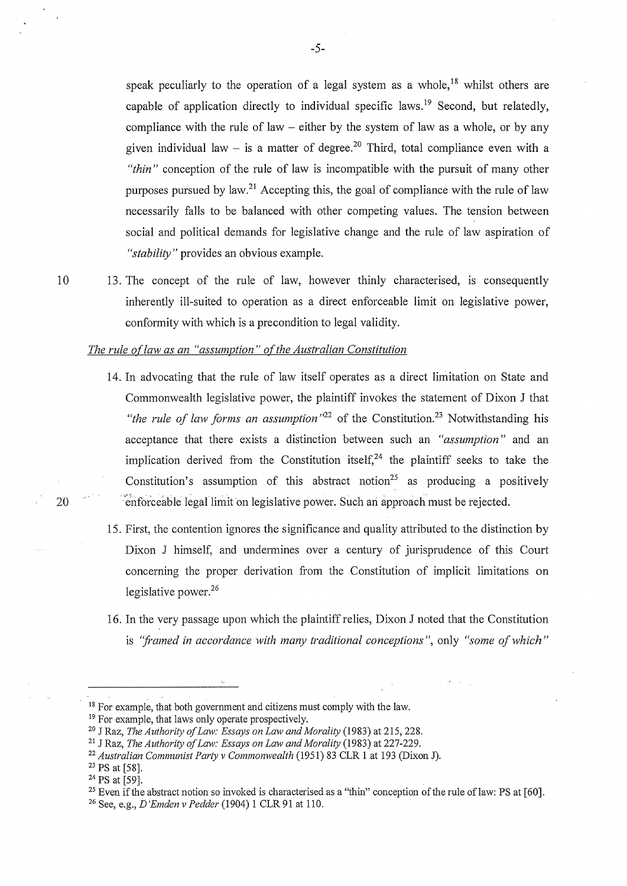speak peculiarly to the operation of a legal system as a whole,[18] whilst others are capable of application directly to individual specific laws.[19] Second, but relatedly, compliance with the rule of law – either by the system of law as a whole, or by any given individual law – is a matter of degree.[20] Third, total compliance even with a *"thin"* conception of the rule of law is incompatible with the pursuit of many other purposes pursued by law.[21] Accepting this, the goal of compliance with the rule of law necessarily falls to be balanced with other competing values. The tension between social and political demands for legislative change and the rule of law aspiration of *"stability"* provides an obvious example.

13. The concept of the rule of law, however thinly characterised, is consequently inherently ill-suited to operation as a direct enforceable limit on legislative power, conformity with which is a precondition to legal validity.

*The rule of law as an "assumption" of the Australian Constitution*

14. In advocating that the rule of law itself operates as a direct limitation on State and Commonwealth legislative power, the plaintiff invokes the statement of Dixon J that *"the rule of law forms an assumption"*[22] of the Constitution.[23] Notwithstanding his acceptance that there exists a distinction between such an *"assumption"* and an implication derived from the Constitution itself,[24] the plaintiff seeks to take the Constitution's assumption of this abstract notion[25] as producing a positively enforceable legal limit on legislative power. Such an approach must be rejected.

15. First, the contention ignores the significance and quality attributed to the distinction by Dixon J himself, and undermines over a century of jurisprudence of this Court concerning the proper derivation from the Constitution of implicit limitations on legislative power.[26]

16. In the very passage upon which the plaintiff relies, Dixon J noted that the Constitution is *"framed in accordance with many traditional conceptions"*, only *"some of which"*

---

[18] For example, that both government and citizens must comply with the law.

[19] For example, that laws only operate prospectively.

[20] J Raz, *The Authority of Law: Essays on Law and Morality* (1983) at 215, 228.

[21] J Raz, *The Authority of Law: Essays on Law and Morality* (1983) at 227-229.

[22] *Australian Communist Party v Commonwealth* (1951) 83 CLR 1 at 193 (Dixon J).

[23] PS at [58].

[24] PS at [59].

[25] Even if the abstract notion so invoked is characterised as a "thin" conception of the rule of law: PS at [60].

[26] See, e.g., *D'Emden v Pedder* (1904) 1 CLR 91 at 110.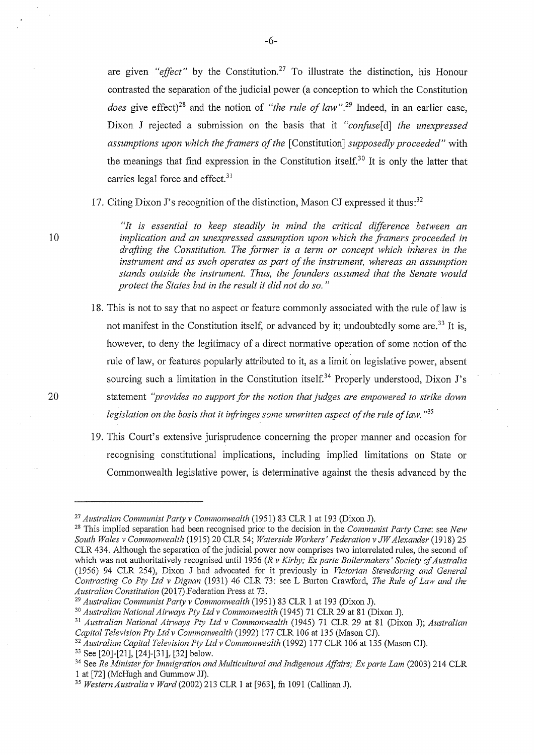are given *"effect"* by the Constitution.[27] To illustrate the distinction, his Honour contrasted the separation of the judicial power (a conception to which the Constitution *does* give effect)[28] and the notion of *"the rule of law"*.[29] Indeed, in an earlier case, Dixon J rejected a submission on the basis that it *"confuse*[d] *the unexpressed assumptions upon which the framers of the* [Constitution] *supposedly proceeded"* with the meanings that find expression in the Constitution itself.[30] It is only the latter that carries legal force and effect.[31]

17. Citing Dixon J's recognition of the distinction, Mason CJ expressed it thus:[32]

> *"It is essential to keep steadily in mind the critical difference between an implication and an unexpressed assumption upon which the framers proceeded in drafting the Constitution. The former is a term or concept which inheres in the instrument and as such operates as part of the instrument, whereas an assumption stands outside the instrument. Thus, the founders assumed that the Senate would protect the States but in the result it did not do so."*

18. This is not to say that no aspect or feature commonly associated with the rule of law is not manifest in the Constitution itself, or advanced by it; undoubtedly some are.[33] It is, however, to deny the legitimacy of a direct normative operation of some notion of the rule of law, or features popularly attributed to it, as a limit on legislative power, absent sourcing such a limitation in the Constitution itself.[34] Properly understood, Dixon J's statement *"provides no support for the notion that judges are empowered to strike down legislation on the basis that it infringes some unwritten aspect of the rule of law."*[35]

19. This Court's extensive jurisprudence concerning the proper manner and occasion for recognising constitutional implications, including implied limitations on State or Commonwealth legislative power, is determinative against the thesis advanced by the

---

[27] *Australian Communist Party v Commonwealth* (1951) 83 CLR 1 at 193 (Dixon J).

[28] This implied separation had been recognised prior to the decision in the *Communist Party Case*: see *New South Wales v Commonwealth* (1915) 20 CLR 54; *Waterside Workers' Federation v JW Alexander* (1918) 25 CLR 434. Although the separation of the judicial power now comprises two interrelated rules, the second of which was not authoritatively recognised until 1956 (*R v Kirby; Ex parte Boilermakers' Society of Australia* (1956) 94 CLR 254), Dixon J had advocated for it previously in *Victorian Stevedoring and General Contracting Co Pty Ltd v Dignan* (1931) 46 CLR 73: see L Burton Crawford, *The Rule of Law and the Australian Constitution* (2017) Federation Press at 73.

[29] *Australian Communist Party v Commonwealth* (1951) 83 CLR 1 at 193 (Dixon J).

[30] *Australian National Airways Pty Ltd v Commonwealth* (1945) 71 CLR 29 at 81 (Dixon J).

[31] *Australian National Airways Pty Ltd v Commonwealth* (1945) 71 CLR 29 at 81 (Dixon J); *Australian Capital Television Pty Ltd v Commonwealth* (1992) 177 CLR 106 at 135 (Mason CJ).

[32] *Australian Capital Television Pty Ltd v Commonwealth* (1992) 177 CLR 106 at 135 (Mason CJ).

[33] See [20]-[21], [24]-[31], [32] below.

[34] See *Re Minister for Immigration and Multicultural and Indigenous Affairs; Ex parte Lam* (2003) 214 CLR 1 at [72] (McHugh and Gummow JJ).

[35] *Western Australia v Ward* (2002) 213 CLR 1 at [963], fn 1091 (Callinan J).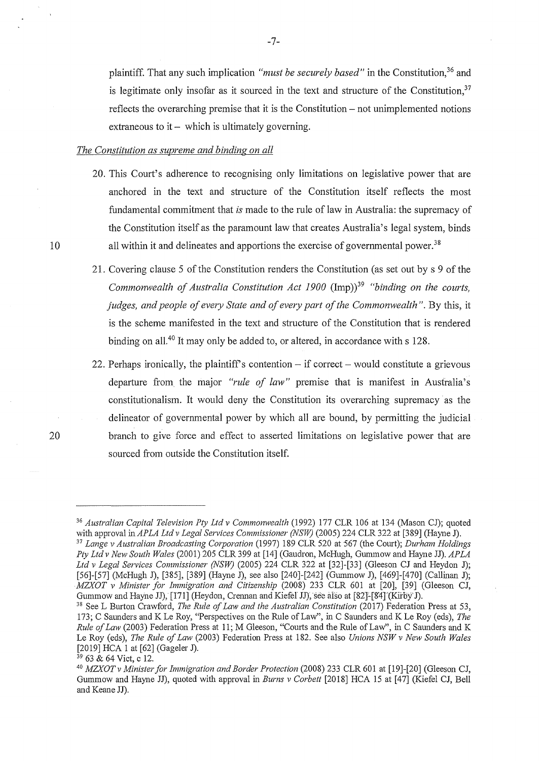plaintiff. That any such implication *"must be securely based"* in the Constitution,[36] and is legitimate only insofar as it sourced in the text and structure of the Constitution,[37] reflects the overarching premise that it is the Constitution – not unimplemented notions extraneous to it – which is ultimately governing.

*The Constitution as supreme and binding on all*

20. This Court's adherence to recognising only limitations on legislative power that are anchored in the text and structure of the Constitution itself reflects the most fundamental commitment that *is* made to the rule of law in Australia: the supremacy of the Constitution itself as the paramount law that creates Australia's legal system, binds all within it and delineates and apportions the exercise of governmental power.[38]

21. Covering clause 5 of the Constitution renders the Constitution (as set out by s 9 of the *Commonwealth of Australia Constitution Act 1900* (Imp))[39] *"binding on the courts, judges, and people of every State and of every part of the Commonwealth"*. By this, it is the scheme manifested in the text and structure of the Constitution that is rendered binding on all.[40] It may only be added to, or altered, in accordance with s 128.

22. Perhaps ironically, the plaintiff's contention – if correct – would constitute a grievous departure from the major *"rule of law"* premise that is manifest in Australia's constitutionalism. It would deny the Constitution its overarching supremacy as the delineator of governmental power by which all are bound, by permitting the judicial branch to give force and effect to asserted limitations on legislative power that are sourced from outside the Constitution itself.

---

[36] *Australian Capital Television Pty Ltd v Commonwealth* (1992) 177 CLR 106 at 134 (Mason CJ); quoted with approval in *APLA Ltd v Legal Services Commissioner (NSW)* (2005) 224 CLR 322 at [389] (Hayne J).

[37] *Lange v Australian Broadcasting Corporation* (1997) 189 CLR 520 at 567 (the Court); *Durham Holdings Pty Ltd v New South Wales* (2001) 205 CLR 399 at [14] (Gaudron, McHugh, Gummow and Hayne JJ). *APLA Ltd v Legal Services Commissioner (NSW)* (2005) 224 CLR 322 at [32]-[33] (Gleeson CJ and Heydon J); [56]-[57] (McHugh J), [385], [389] (Hayne J), see also [240]-[242] (Gummow J), [469]-[470] (Callinan J); *MZXOT v Minister for Immigration and Citizenship* (2008) 233 CLR 601 at [20], [39] (Gleeson CJ, Gummow and Hayne JJ), [171] (Heydon, Crennan and Kiefel JJ), see also at [82]-[84] (Kirby J).

[38] See L Burton Crawford, *The Rule of Law and the Australian Constitution* (2017) Federation Press at 53, 173; C Saunders and K Le Roy, "Perspectives on the Rule of Law", in C Saunders and K Le Roy (eds), *The Rule of Law* (2003) Federation Press at 11; M Gleeson, "Courts and the Rule of Law", in C Saunders and K Le Roy (eds), *The Rule of Law* (2003) Federation Press at 182. See also *Unions NSW v New South Wales* [2019] HCA 1 at [62] (Gageler J).

[39] 63 & 64 Vict, c 12.

[40] *MZXOT v Minister for Immigration and Border Protection* (2008) 233 CLR 601 at [19]-[20] (Gleeson CJ, Gummow and Hayne JJ), quoted with approval in *Burns v Corbett* [2018] HCA 15 at [47] (Kiefel CJ, Bell and Keane JJ).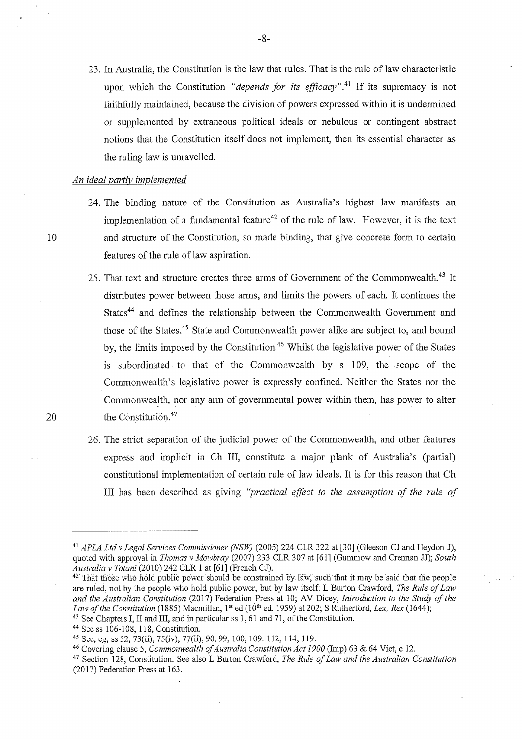23. In Australia, the Constitution is the law that rules. That is the rule of law characteristic upon which the Constitution *"depends for its efficacy"*.[41] If its supremacy is not faithfully maintained, because the division of powers expressed within it is undermined or supplemented by extraneous political ideals or nebulous or contingent abstract notions that the Constitution itself does not implement, then its essential character as the ruling law is unravelled.

*An ideal partly implemented*

24. The binding nature of the Constitution as Australia's highest law manifests an implementation of a fundamental feature[42] of the rule of law. However, it is the text and structure of the Constitution, so made binding, that give concrete form to certain features of the rule of law aspiration.

25. That text and structure creates three arms of Government of the Commonwealth.[43] It distributes power between those arms, and limits the powers of each. It continues the States[44] and defines the relationship between the Commonwealth Government and those of the States.[45] State and Commonwealth power alike are subject to, and bound by, the limits imposed by the Constitution.[46] Whilst the legislative power of the States is subordinated to that of the Commonwealth by s 109, the scope of the Commonwealth's legislative power is expressly confined. Neither the States nor the Commonwealth, nor any arm of governmental power within them, has power to alter the Constitution.[47]

26. The strict separation of the judicial power of the Commonwealth, and other features express and implicit in Ch III, constitute a major plank of Australia's (partial) constitutional implementation of certain rule of law ideals. It is for this reason that Ch III has been described as giving *"practical effect to the assumption of the rule of*

---

[41] *APLA Ltd v Legal Services Commissioner (NSW)* (2005) 224 CLR 322 at [30] (Gleeson CJ and Heydon J), quoted with approval in *Thomas v Mowbray* (2007) 233 CLR 307 at [61] (Gummow and Crennan JJ); *South Australia v Totani* (2010) 242 CLR 1 at [61] (French CJ).

[42] That those who hold public power should be constrained by law, such that it may be said that the people are ruled, not by the people who hold public power, but by law itself: L Burton Crawford, *The Rule of Law and the Australian Constitution* (2017) Federation Press at 10; AV Dicey, *Introduction to the Study of the Law of the Constitution* (1885) Macmillan, 1st ed (10th ed. 1959) at 202; S Rutherford, *Lex, Rex* (1644);

[43] See Chapters I, II and III, and in particular ss 1, 61 and 71, of the Constitution.

[44] See ss 106-108, 118, Constitution.

[45] See, eg, ss 52, 73(ii), 75(iv), 77(ii), 90, 99, 100, 109. 112, 114, 119.

[46] Covering clause 5, *Commonwealth of Australia Constitution Act 1900* (Imp) 63 & 64 Vict, c 12.

[47] Section 128, Constitution. See also L Burton Crawford, *The Rule of Law and the Australian Constitution* (2017) Federation Press at 163.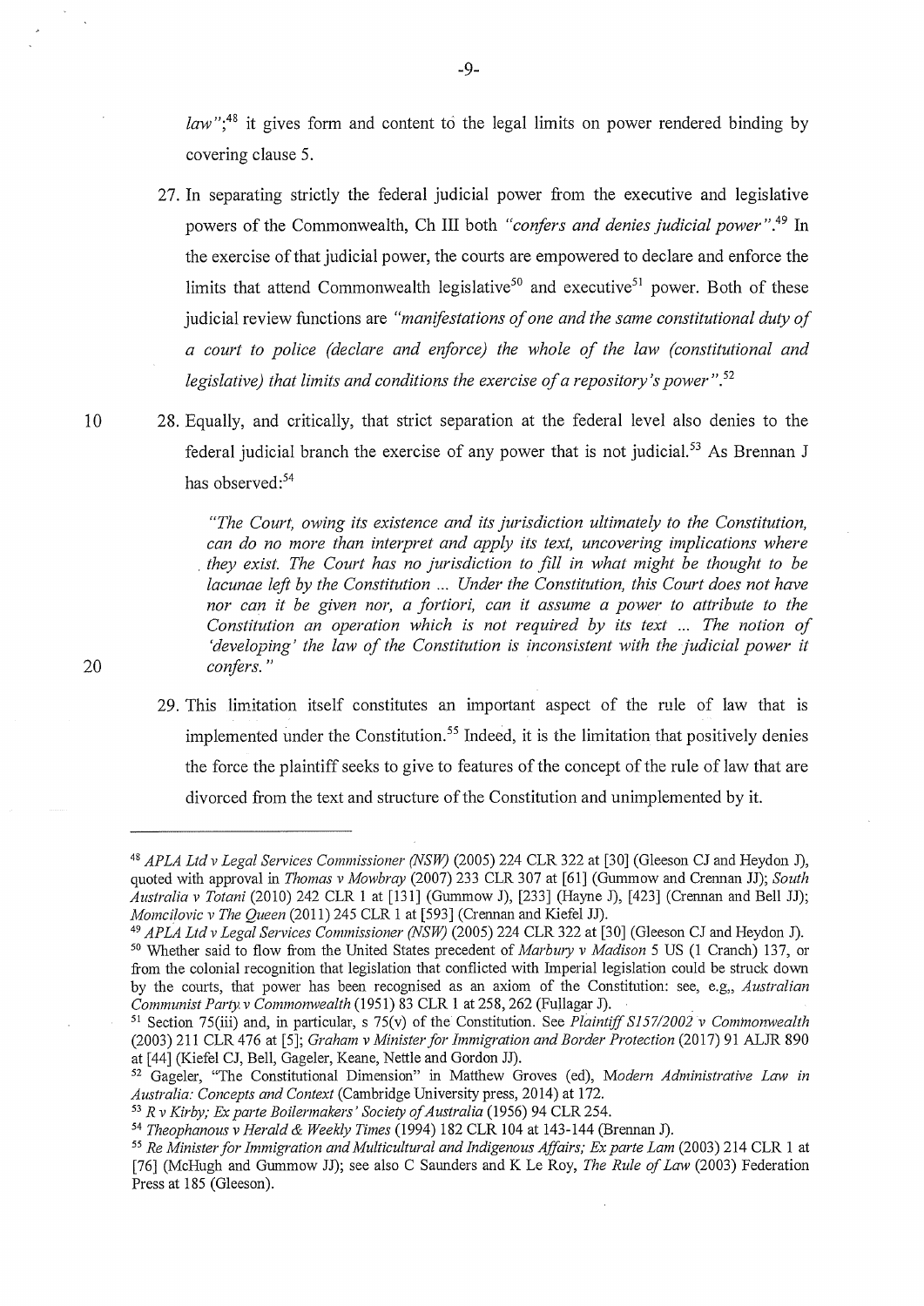*law"*;[48] it gives form and content to the legal limits on power rendered binding by covering clause 5.

27. In separating strictly the federal judicial power from the executive and legislative powers of the Commonwealth, Ch III both *"confers and denies judicial power"*.[49] In the exercise of that judicial power, the courts are empowered to declare and enforce the limits that attend Commonwealth legislative[50] and executive[51] power. Both of these judicial review functions are *"manifestations of one and the same constitutional duty of a court to police (declare and enforce) the whole of the law (constitutional and legislative) that limits and conditions the exercise of a repository's power"*.[52]

28. Equally, and critically, that strict separation at the federal level also denies to the federal judicial branch the exercise of any power that is not judicial.[53] As Brennan J has observed:[54]

> *"The Court, owing its existence and its jurisdiction ultimately to the Constitution, can do no more than interpret and apply its text, uncovering implications where they exist. The Court has no jurisdiction to fill in what might be thought to be lacunae left by the Constitution ... Under the Constitution, this Court does not have nor can it be given nor, a fortiori, can it assume a power to attribute to the Constitution an operation which is not required by its text ... The notion of 'developing' the law of the Constitution is inconsistent with the judicial power it confers."*

29. This limitation itself constitutes an important aspect of the rule of law that is implemented under the Constitution.[55] Indeed, it is the limitation that positively denies the force the plaintiff seeks to give to features of the concept of the rule of law that are divorced from the text and structure of the Constitution and unimplemented by it.

---

[48] *APLA Ltd v Legal Services Commissioner (NSW)* (2005) 224 CLR 322 at [30] (Gleeson CJ and Heydon J), quoted with approval in *Thomas v Mowbray* (2007) 233 CLR 307 at [61] (Gummow and Crennan JJ); *South Australia v Totani* (2010) 242 CLR 1 at [131] (Gummow J), [233] (Hayne J), [423] (Crennan and Bell JJ); *Momcilovic v The Queen* (2011) 245 CLR 1 at [593] (Crennan and Kiefel JJ).

[49] *APLA Ltd v Legal Services Commissioner (NSW)* (2005) 224 CLR 322 at [30] (Gleeson CJ and Heydon J).

[50] Whether said to flow from the United States precedent of *Marbury v Madison* 5 US (1 Cranch) 137, or from the colonial recognition that legislation that conflicted with Imperial legislation could be struck down by the courts, that power has been recognised as an axiom of the Constitution: see, e.g., *Australian Communist Party v Commonwealth* (1951) 83 CLR 1 at 258, 262 (Fullagar J).

[51] Section 75(iii) and, in particular, s 75(v) of the Constitution. See *Plaintiff S157/2002 v Commonwealth* (2003) 211 CLR 476 at [5]; *Graham v Minister for Immigration and Border Protection* (2017) 91 ALJR 890 at [44] (Kiefel CJ, Bell, Gageler, Keane, Nettle and Gordon JJ).

[52] Gageler, "The Constitutional Dimension" in Matthew Groves (ed), *Modern Administrative Law in Australia: Concepts and Context* (Cambridge University press, 2014) at 172.

[53] *R v Kirby; Ex parte Boilermakers' Society of Australia* (1956) 94 CLR 254.

[54] *Theophanous v Herald & Weekly Times* (1994) 182 CLR 104 at 143-144 (Brennan J).

[55] *Re Minister for Immigration and Multicultural and Indigenous Affairs; Ex parte Lam* (2003) 214 CLR 1 at [76] (McHugh and Gummow JJ); see also C Saunders and K Le Roy, *The Rule of Law* (2003) Federation Press at 185 (Gleeson).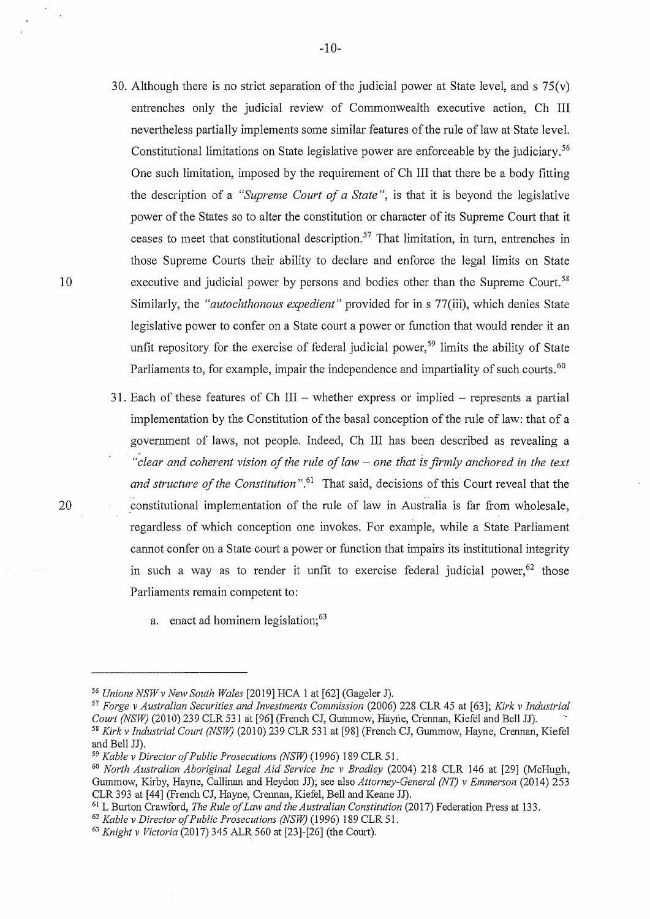30. Although there is no strict separation of the judicial power at State level, and s 75(v) entrenches only the judicial review of Commonwealth executive action, Ch III nevertheless partially implements some similar features of the rule of law at State level. Constitutional limitations on State legislative power are enforceable by the judiciary.[56] One such limitation, imposed by the requirement of Ch III that there be a body fitting the description of a *"Supreme Court of a State"*, is that it is beyond the legislative power of the States so to alter the constitution or character of its Supreme Court that it ceases to meet that constitutional description.[57] That limitation, in turn, entrenches in those Supreme Courts their ability to declare and enforce the legal limits on State executive and judicial power by persons and bodies other than the Supreme Court.[58] Similarly, the *"autochthonous expedient"* provided for in s 77(iii), which denies State legislative power to confer on a State court a power or function that would render it an unfit repository for the exercise of federal judicial power,[59] limits the ability of State Parliaments to, for example, impair the independence and impartiality of such courts.[60]

31. Each of these features of Ch III – whether express or implied – represents a partial implementation by the Constitution of the basal conception of the rule of law: that of a government of laws, not people. Indeed, Ch III has been described as revealing a *"clear and coherent vision of the rule of law – one that is firmly anchored in the text and structure of the Constitution"*.[61] That said, decisions of this Court reveal that the constitutional implementation of the rule of law in Australia is far from wholesale, regardless of which conception one invokes. For example, while a State Parliament cannot confer on a State court a power or function that impairs its institutional integrity in such a way as to render it unfit to exercise federal judicial power,[62] those Parliaments remain competent to:

    a. enact ad hominem legislation;[63]

---

[56] *Unions NSW v New South Wales* [2019] HCA 1 at [62] (Gageler J).

[57] *Forge v Australian Securities and Investments Commission* (2006) 228 CLR 45 at [63]; *Kirk v Industrial Court (NSW)* (2010) 239 CLR 531 at [96] (French CJ, Gummow, Hayne, Crennan, Kiefel and Bell JJ).

[58] *Kirk v Industrial Court (NSW)* (2010) 239 CLR 531 at [98] (French CJ, Gummow, Hayne, Crennan, Kiefel and Bell JJ).

[59] *Kable v Director of Public Prosecutions (NSW)* (1996) 189 CLR 51.

[60] *North Australian Aboriginal Legal Aid Service Inc v Bradley* (2004) 218 CLR 146 at [29] (McHugh, Gummow, Kirby, Hayne, Callinan and Heydon JJ); see also *Attorney-General (NT) v Emmerson* (2014) 253 CLR 393 at [44] (French CJ, Hayne, Crennan, Kiefel, Bell and Keane JJ).

[61] L Burton Crawford, *The Rule of Law and the Australian Constitution* (2017) Federation Press at 133.

[62] *Kable v Director of Public Prosecutions (NSW)* (1996) 189 CLR 51.

[63] *Knight v Victoria* (2017) 345 ALR 560 at [23]-[26] (the Court).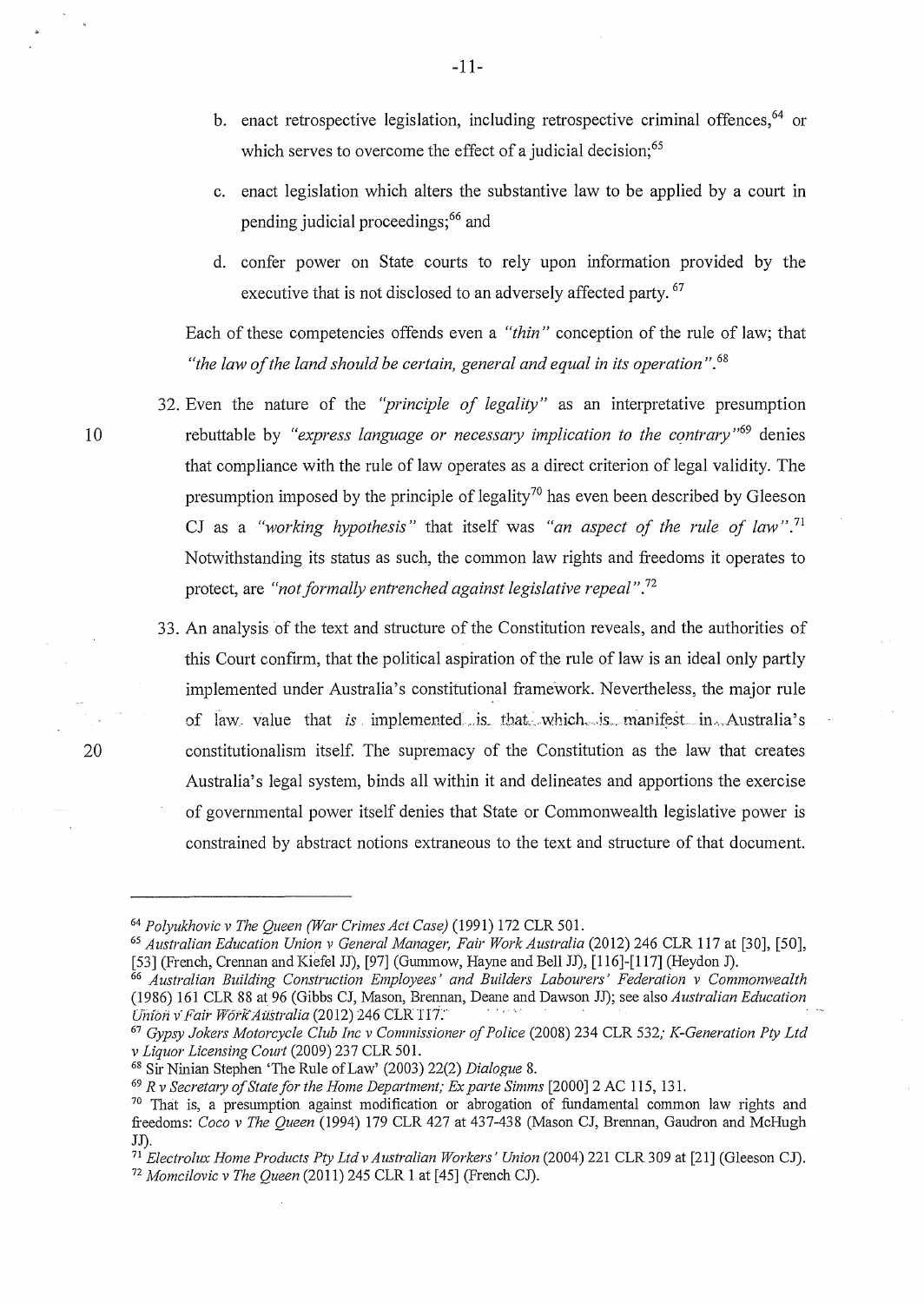b. enact retrospective legislation, including retrospective criminal offences,[64] or which serves to overcome the effect of a judicial decision;[65]

c. enact legislation which alters the substantive law to be applied by a court in pending judicial proceedings;[66] and

d. confer power on State courts to rely upon information provided by the executive that is not disclosed to an adversely affected party.[67]

Each of these competencies offends even a *"thin"* conception of the rule of law; that *"the law of the land should be certain, general and equal in its operation"*.[68]

32. Even the nature of the *"principle of legality"* as an interpretative presumption rebuttable by *"express language or necessary implication to the contrary"*[69] denies that compliance with the rule of law operates as a direct criterion of legal validity. The presumption imposed by the principle of legality[70] has even been described by Gleeson CJ as a *"working hypothesis"* that itself was *"an aspect of the rule of law"*.[71] Notwithstanding its status as such, the common law rights and freedoms it operates to protect, are *"not formally entrenched against legislative repeal"*.[72]

33. An analysis of the text and structure of the Constitution reveals, and the authorities of this Court confirm, that the political aspiration of the rule of law is an ideal only partly implemented under Australia's constitutional framework. Nevertheless, the major rule of law value that *is* implemented is that which is manifest in Australia's constitutionalism itself. The supremacy of the Constitution as the law that creates Australia's legal system, binds all within it and delineates and apportions the exercise of governmental power itself denies that State or Commonwealth legislative power is constrained by abstract notions extraneous to the text and structure of that document.

---

[64] *Polyukhovic v The Queen (War Crimes Act Case)* (1991) 172 CLR 501.

[65] *Australian Education Union v General Manager, Fair Work Australia* (2012) 246 CLR 117 at [30], [50], [53] (French, Crennan and Kiefel JJ), [97] (Gummow, Hayne and Bell JJ), [116]-[117] (Heydon J).

[66] *Australian Building Construction Employees' and Builders Labourers' Federation v Commonwealth* (1986) 161 CLR 88 at 96 (Gibbs CJ, Mason, Brennan, Deane and Dawson JJ); see also *Australian Education Union v Fair Work Australia* (2012) 246 CLR 117.

[67] *Gypsy Jokers Motorcycle Club Inc v Commissioner of Police* (2008) 234 CLR 532; *K-Generation Pty Ltd v Liquor Licensing Court* (2009) 237 CLR 501.

[68] Sir Ninian Stephen 'The Rule of Law' (2003) 22(2) *Dialogue* 8.

[69] *R v Secretary of State for the Home Department; Ex parte Simms* [2000] 2 AC 115, 131.

[70] That is, a presumption against modification or abrogation of fundamental common law rights and freedoms: *Coco v The Queen* (1994) 179 CLR 427 at 437-438 (Mason CJ, Brennan, Gaudron and McHugh JJ).

[71] *Electrolux Home Products Pty Ltd v Australian Workers' Union* (2004) 221 CLR 309 at [21] (Gleeson CJ).

[72] *Momcilovic v The Queen* (2011) 245 CLR 1 at [45] (French CJ).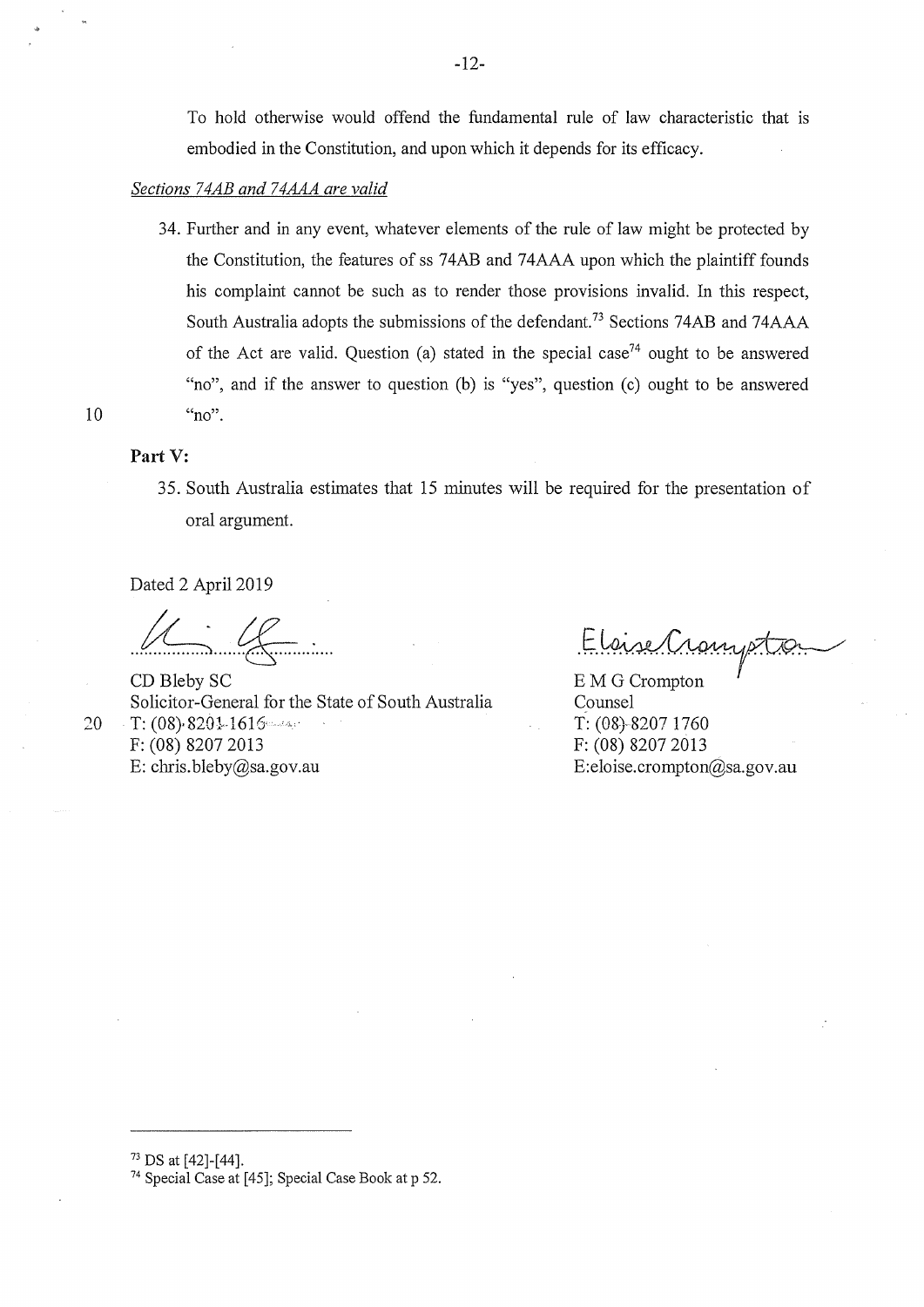To hold otherwise would offend the fundamental rule of law characteristic that is embodied in the Constitution, and upon which it depends for its efficacy.

*Sections 74AB and 74AAA are valid*

34. Further and in any event, whatever elements of the rule of law might be protected by the Constitution, the features of ss 74AB and 74AAA upon which the plaintiff founds his complaint cannot be such as to render those provisions invalid. In this respect, South Australia adopts the submissions of the defendant.[73] Sections 74AB and 74AAA of the Act are valid. Question (a) stated in the special case[74] ought to be answered "no", and if the answer to question (b) is "yes", question (c) ought to be answered "no".

**Part V:**

35. South Australia estimates that 15 minutes will be required for the presentation of oral argument.

Dated 2 April 2019

CD Bleby SC
Solicitor-General for the State of South Australia
T: (08) 8201 1616
F: (08) 8207 2013
E: chris.bleby@sa.gov.au

E M G Crompton
Counsel
T: (08) 8207 1760
F: (08) 8207 2013
E:eloise.crompton@sa.gov.au

---

[73] DS at [42]-[44].

[74] Special Case at [45]; Special Case Book at p 52.